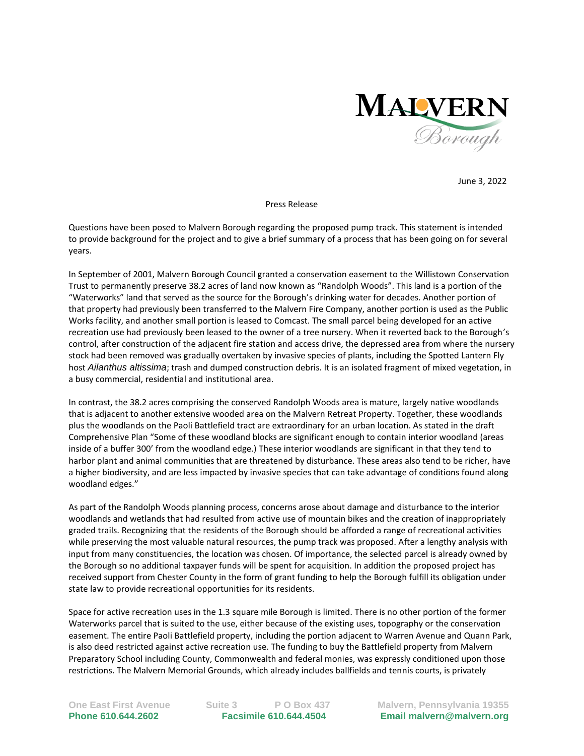June 3, 2022

Press Release

Questions have been posed to Malvern Borough regarding the proposed pump track. This statement is intended to provide background for the project and to give a brief summary of a process that has been going on for several years.

In September of 2001, Malvern Borough Council granted a conservation easement to the Willistown Conservation Trust to permanently preserve 38.2 acres of land now known as "Randolph Woods". This land is a portion of the "Waterworks" land that served as the source for the Borough's drinking water for decades. Another portion of that property had previously been transferred to the Malvern Fire Company, another portion is used as the Public Works facility, and another small portion is leased to Comcast. The small parcel being developed for an active recreation use had previously been leased to the owner of a tree nursery. When it reverted back to the Borough's control, after construction of the adjacent fire station and access drive, the depressed area from where the nursery stock had been removed was gradually overtaken by invasive species of plants, including the Spotted Lantern Fly host *Ailanthus altissima*; trash and dumped construction debris. It is an isolated fragment of mixed vegetation, in a busy commercial, residential and institutional area.

In contrast, the 38.2 acres comprising the conserved Randolph Woods area is mature, largely native woodlands that is adjacent to another extensive wooded area on the Malvern Retreat Property. Together, these woodlands plus the woodlands on the Paoli Battlefield tract are extraordinary for an urban location. As stated in the draft Comprehensive Plan "Some of these woodland blocks are significant enough to contain interior woodland (areas inside of a buffer 300' from the woodland edge.) These interior woodlands are significant in that they tend to harbor plant and animal communities that are threatened by disturbance. These areas also tend to be richer, have a higher biodiversity, and are less impacted by invasive species that can take advantage of conditions found along woodland edges."

As part of the Randolph Woods planning process, concerns arose about damage and disturbance to the interior woodlands and wetlands that had resulted from active use of mountain bikes and the creation of inappropriately graded trails. Recognizing that the residents of the Borough should be afforded a range of recreational activities while preserving the most valuable natural resources, the pump track was proposed. After a lengthy analysis with input from many constituencies, the location was chosen. Of importance, the selected parcel is already owned by the Borough so no additional taxpayer funds will be spent for acquisition. In addition the proposed project has received support from Chester County in the form of grant funding to help the Borough fulfill its obligation under state law to provide recreational opportunities for its residents.

Space for active recreation uses in the 1.3 square mile Borough is limited. There is no other portion of the former Waterworks parcel that is suited to the use, either because of the existing uses, topography or the conservation easement. The entire Paoli Battlefield property, including the portion adjacent to Warren Avenue and Quann Park, is also deed restricted against active recreation use. The funding to buy the Battlefield property from Malvern Preparatory School including County, Commonwealth and federal monies, was expressly conditioned upon those restrictions. The Malvern Memorial Grounds, which already includes ballfields and tennis courts, is privately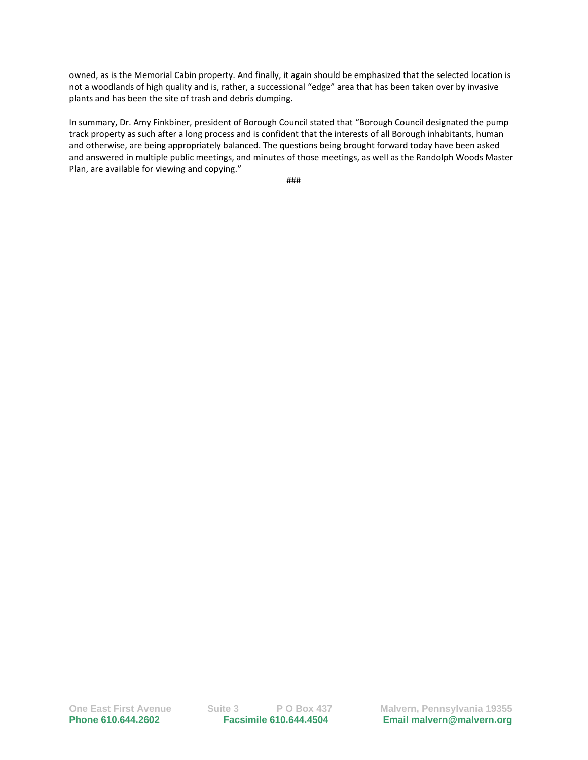owned, as is the Memorial Cabin property. And finally, it again should be emphasized that the selected location is not a woodlands of high quality and is, rather, a successional "edge" area that has been taken over by invasive plants and has been the site of trash and debris dumping.

In summary, Dr. Amy Finkbiner, president of Borough Council stated that "Borough Council designated the pump track property as such after a long process and is confident that the interests of all Borough inhabitants, human and otherwise, are being appropriately balanced. The questions being brought forward today have been asked and answered in multiple public meetings, and minutes of those meetings, as well as the Randolph Woods Master Plan, are available for viewing and copying."

###